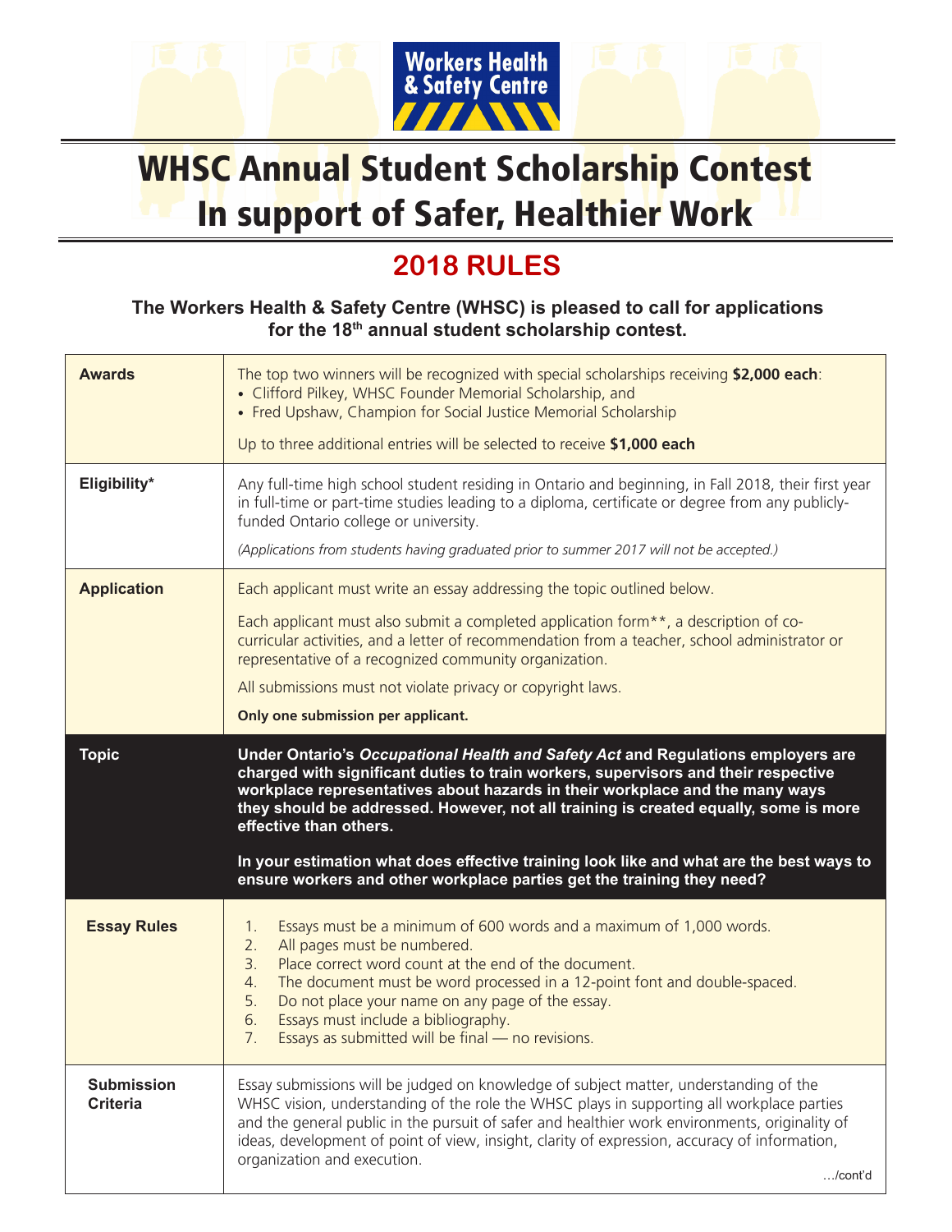Workers Health & Safety Centre

# WHSC Annual Student Scholarship Contest
# In support of Safer, Healthier Work

## 2018 RULES

**The Workers Health & Safety Centre (WHSC) is pleased to call for applications for the 18th annual student scholarship contest.**

| | |
|---|---|
| **Awards** | The top two winners will be recognized with special scholarships receiving **$2,000 each**:<br>• Clifford Pilkey, WHSC Founder Memorial Scholarship, and<br>• Fred Upshaw, Champion for Social Justice Memorial Scholarship<br><br>Up to three additional entries will be selected to receive **$1,000 each** |
| **Eligibility*** | Any full-time high school student residing in Ontario and beginning, in Fall 2018, their first year in full-time or part-time studies leading to a diploma, certificate or degree from any publicly-funded Ontario college or university.<br><br>*(Applications from students having graduated prior to summer 2017 will not be accepted.)* |
| **Application** | Each applicant must write an essay addressing the topic outlined below.<br><br>Each applicant must also submit a completed application form**, a description of co-curricular activities, and a letter of recommendation from a teacher, school administrator or representative of a recognized community organization.<br><br>All submissions must not violate privacy or copyright laws.<br><br>**Only one submission per applicant.** |
| **Topic** | **Under Ontario's *Occupational Health and Safety Act* and Regulations employers are charged with significant duties to train workers, supervisors and their respective workplace representatives about hazards in their workplace and the many ways they should be addressed. However, not all training is created equally, some is more effective than others.**<br><br>**In your estimation what does effective training look like and what are the best ways to ensure workers and other workplace parties get the training they need?** |
| **Essay Rules** | 1. Essays must be a minimum of 600 words and a maximum of 1,000 words.<br>2. All pages must be numbered.<br>3. Place correct word count at the end of the document.<br>4. The document must be word processed in a 12-point font and double-spaced.<br>5. Do not place your name on any page of the essay.<br>6. Essays must include a bibliography.<br>7. Essays as submitted will be final — no revisions. |
| **Submission Criteria** | Essay submissions will be judged on knowledge of subject matter, understanding of the WHSC vision, understanding of the role the WHSC plays in supporting all workplace parties and the general public in the pursuit of safer and healthier work environments, originality of ideas, development of point of view, insight, clarity of expression, accuracy of information, organization and execution.<br><br>…/cont'd |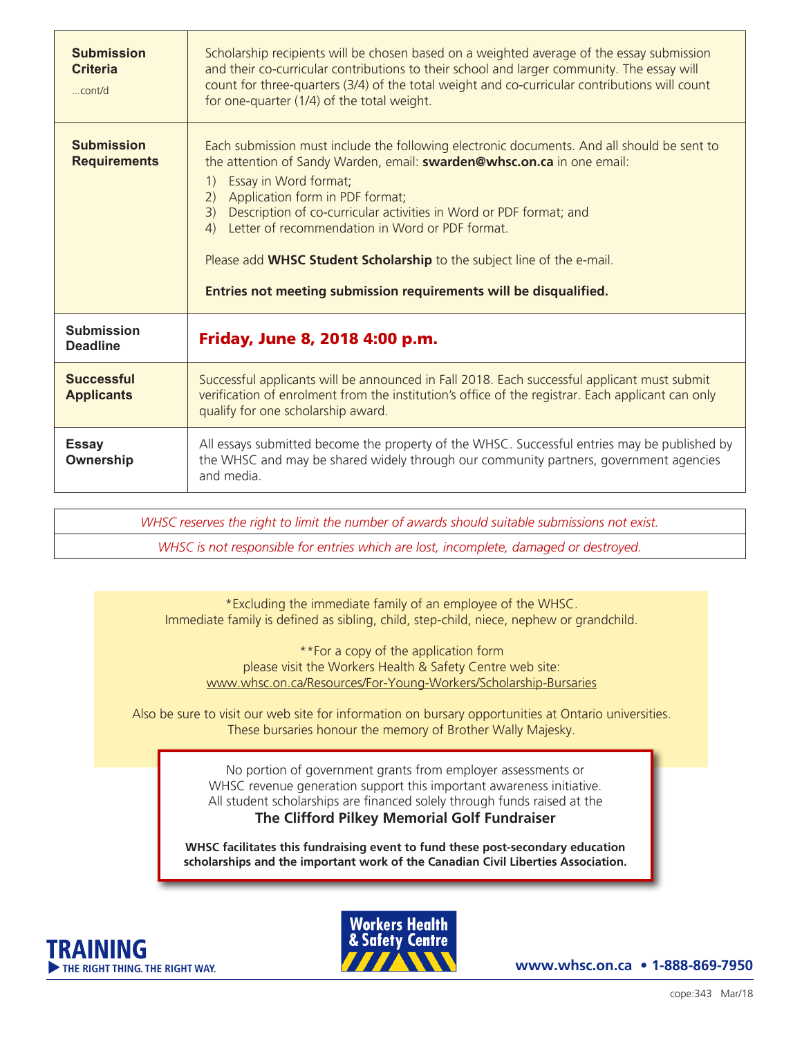| | |
|---|---|
| **Submission Criteria** ...cont/d | Scholarship recipients will be chosen based on a weighted average of the essay submission and their co-curricular contributions to their school and larger community. The essay will count for three-quarters (3/4) of the total weight and co-curricular contributions will count for one-quarter (1/4) of the total weight. |
| **Submission Requirements** | Each submission must include the following electronic documents. And all should be sent to the attention of Sandy Warden, email: **swarden@whsc.on.ca** in one email:<br>1) Essay in Word format;<br>2) Application form in PDF format;<br>3) Description of co-curricular activities in Word or PDF format; and<br>4) Letter of recommendation in Word or PDF format.<br><br>Please add **WHSC Student Scholarship** to the subject line of the e-mail.<br><br>**Entries not meeting submission requirements will be disqualified.** |
| **Submission Deadline** | **Friday, June 8, 2018 4:00 p.m.** |
| **Successful Applicants** | Successful applicants will be announced in Fall 2018. Each successful applicant must submit verification of enrolment from the institution's office of the registrar. Each applicant can only qualify for one scholarship award. |
| **Essay Ownership** | All essays submitted become the property of the WHSC. Successful entries may be published by the WHSC and may be shared widely through our community partners, government agencies and media. |

*WHSC reserves the right to limit the number of awards should suitable submissions not exist.*

*WHSC is not responsible for entries which are lost, incomplete, damaged or destroyed.*

*Excluding the immediate family of an employee of the WHSC.
Immediate family is defined as sibling, child, step-child, niece, nephew or grandchild.

**For a copy of the application form
please visit the Workers Health & Safety Centre web site:
www.whsc.on.ca/Resources/For-Young-Workers/Scholarship-Bursaries

Also be sure to visit our web site for information on bursary opportunities at Ontario universities.
These bursaries honour the memory of Brother Wally Majesky.

No portion of government grants from employer assessments or WHSC revenue generation support this important awareness initiative. All student scholarships are financed solely through funds raised at the

**The Clifford Pilkey Memorial Golf Fundraiser**

**WHSC facilitates this fundraising event to fund these post-secondary education scholarships and the important work of the Canadian Civil Liberties Association.**

**TRAINING**
**THE RIGHT THING. THE RIGHT WAY.**

**Workers Health & Safety Centre**

**www.whsc.on.ca • 1-888-869-7950**

cope:343 Mar/18